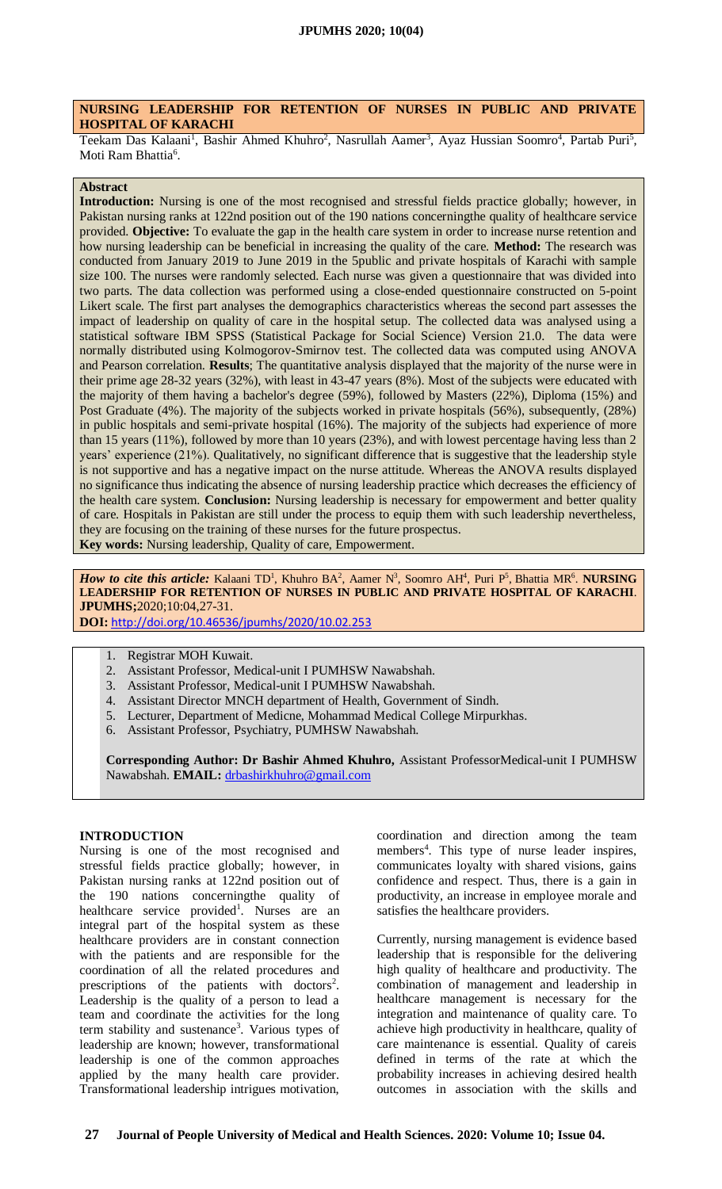# NURSING LEADERSHIP FOR RETENTION OF NURSES IN PUBLIC AND PRIVATE HOSPITAL OF KARACHI

Teekam Das Kalaani[1], Bashir Ahmed Khuhro[2], Nasrullah Aamer[3], Ayaz Hussian Soomro[4], Partab Puri[5], Moti Ram Bhattia[6].

## Abstract

**Introduction:** Nursing is one of the most recognised and stressful fields practice globally; however, in Pakistan nursing ranks at 122nd position out of the 190 nations concerningthe quality of healthcare service provided. **Objective:** To evaluate the gap in the health care system in order to increase nurse retention and how nursing leadership can be beneficial in increasing the quality of the care. **Method:** The research was conducted from January 2019 to June 2019 in the 5public and private hospitals of Karachi with sample size 100. The nurses were randomly selected. Each nurse was given a questionnaire that was divided into two parts. The data collection was performed using a close-ended questionnaire constructed on 5-point Likert scale. The first part analyses the demographics characteristics whereas the second part assesses the impact of leadership on quality of care in the hospital setup. The collected data was analysed using a statistical software IBM SPSS (Statistical Package for Social Science) Version 21.0. The data were normally distributed using Kolmogorov-Smirnov test. The collected data was computed using ANOVA and Pearson correlation. **Results**; The quantitative analysis displayed that the majority of the nurse were in their prime age 28-32 years (32%), with least in 43-47 years (8%). Most of the subjects were educated with the majority of them having a bachelor's degree (59%), followed by Masters (22%), Diploma (15%) and Post Graduate (4%). The majority of the subjects worked in private hospitals (56%), subsequently, (28%) in public hospitals and semi-private hospital (16%). The majority of the subjects had experience of more than 15 years (11%), followed by more than 10 years (23%), and with lowest percentage having less than 2 years' experience (21%). Qualitatively, no significant difference that is suggestive that the leadership style is not supportive and has a negative impact on the nurse attitude. Whereas the ANOVA results displayed no significance thus indicating the absence of nursing leadership practice which decreases the efficiency of the health care system. **Conclusion:** Nursing leadership is necessary for empowerment and better quality of care. Hospitals in Pakistan are still under the process to equip them with such leadership nevertheless, they are focusing on the training of these nurses for the future prospectus.

**Key words:** Nursing leadership, Quality of care, Empowerment.

***How to cite this article:*** Kalaani TD[1], Khuhro BA[2], Aamer N[3], Soomro AH[4], Puri P[5], Bhattia MR[6]. **NURSING LEADERSHIP FOR RETENTION OF NURSES IN PUBLIC AND PRIVATE HOSPITAL OF KARACHI**. **JPUMHS;**2020;10:04,27-31.

**DOI:** http://doi.org/10.46536/jpumhs/2020/10.02.253

1. Registrar MOH Kuwait.
2. Assistant Professor, Medical-unit I PUMHSW Nawabshah.
3. Assistant Professor, Medical-unit I PUMHSW Nawabshah.
4. Assistant Director MNCH department of Health, Government of Sindh.
5. Lecturer, Department of Medicne, Mohammad Medical College Mirpurkhas.
6. Assistant Professor, Psychiatry, PUMHSW Nawabshah.

**Corresponding Author: Dr Bashir Ahmed Khuhro,** Assistant ProfessorMedical-unit I PUMHSW Nawabshah. **EMAIL:** drbashirkhuhro@gmail.com

## INTRODUCTION

Nursing is one of the most recognised and stressful fields practice globally; however, in Pakistan nursing ranks at 122nd position out of the 190 nations concerningthe quality of healthcare service provided[1]. Nurses are an integral part of the hospital system as these healthcare providers are in constant connection with the patients and are responsible for the coordination of all the related procedures and prescriptions of the patients with doctors[2]. Leadership is the quality of a person to lead a team and coordinate the activities for the long term stability and sustenance[3]. Various types of leadership are known; however, transformational leadership is one of the common approaches applied by the many health care provider. Transformational leadership intrigues motivation, coordination and direction among the team members[4]. This type of nurse leader inspires, communicates loyalty with shared visions, gains confidence and respect. Thus, there is a gain in productivity, an increase in employee morale and satisfies the healthcare providers.

Currently, nursing management is evidence based leadership that is responsible for the delivering high quality of healthcare and productivity. The combination of management and leadership in healthcare management is necessary for the integration and maintenance of quality care. To achieve high productivity in healthcare, quality of care maintenance is essential. Quality of careis defined in terms of the rate at which the probability increases in achieving desired health outcomes in association with the skills and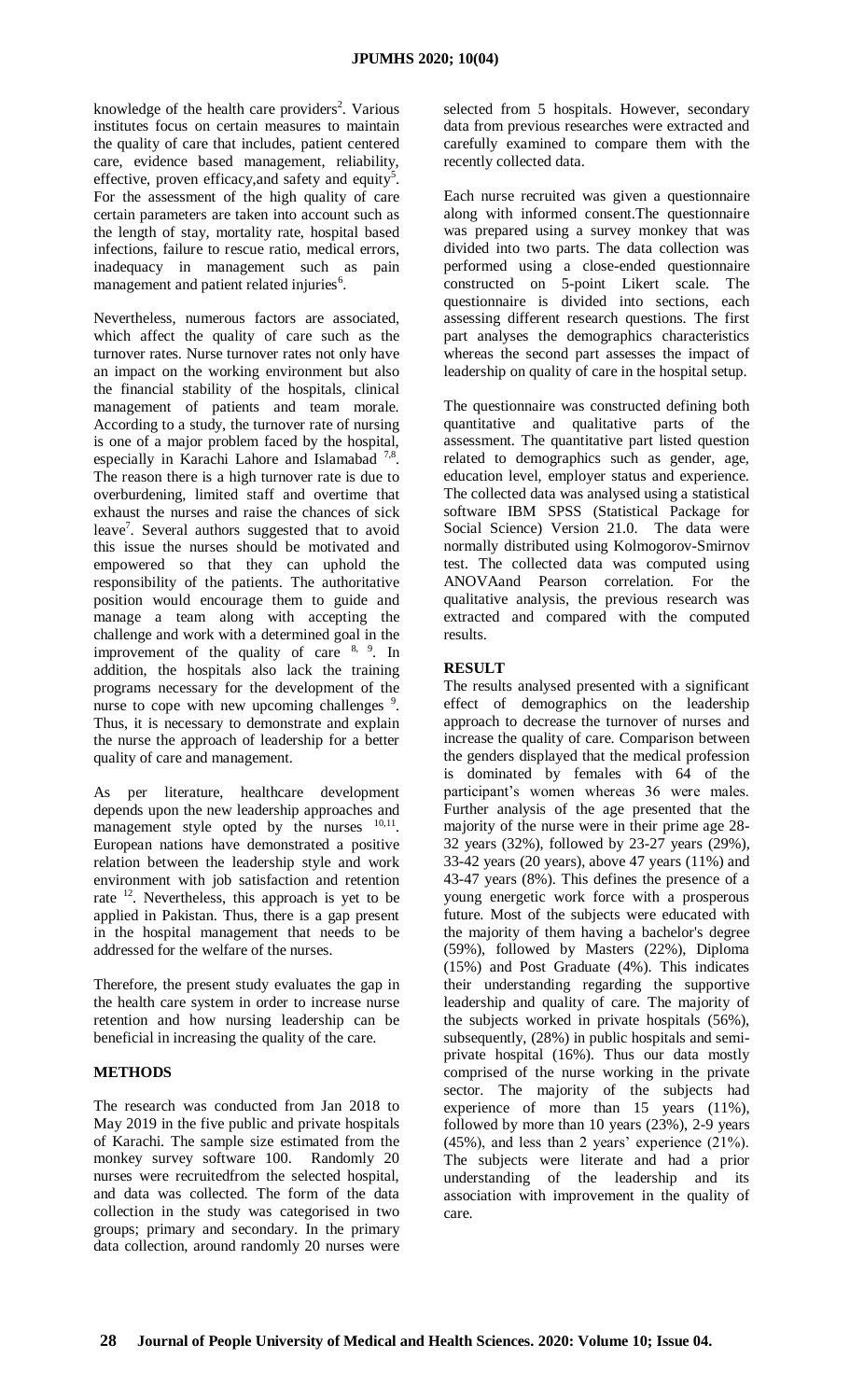knowledge of the health care providers[2]. Various institutes focus on certain measures to maintain the quality of care that includes, patient centered care, evidence based management, reliability, effective, proven efficacy,and safety and equity[5]. For the assessment of the high quality of care certain parameters are taken into account such as the length of stay, mortality rate, hospital based infections, failure to rescue ratio, medical errors, inadequacy in management such as pain management and patient related injuries[6].

Nevertheless, numerous factors are associated, which affect the quality of care such as the turnover rates. Nurse turnover rates not only have an impact on the working environment but also the financial stability of the hospitals, clinical management of patients and team morale. According to a study, the turnover rate of nursing is one of a major problem faced by the hospital, especially in Karachi Lahore and Islamabad [7,8]. The reason there is a high turnover rate is due to overburdening, limited staff and overtime that exhaust the nurses and raise the chances of sick leave[7]. Several authors suggested that to avoid this issue the nurses should be motivated and empowered so that they can uphold the responsibility of the patients. The authoritative position would encourage them to guide and manage a team along with accepting the challenge and work with a determined goal in the improvement of the quality of care [8, 9]. In addition, the hospitals also lack the training programs necessary for the development of the nurse to cope with new upcoming challenges [9]. Thus, it is necessary to demonstrate and explain the nurse the approach of leadership for a better quality of care and management.

As per literature, healthcare development depends upon the new leadership approaches and management style opted by the nurses [10,11]. European nations have demonstrated a positive relation between the leadership style and work environment with job satisfaction and retention rate [12]. Nevertheless, this approach is yet to be applied in Pakistan. Thus, there is a gap present in the hospital management that needs to be addressed for the welfare of the nurses.

Therefore, the present study evaluates the gap in the health care system in order to increase nurse retention and how nursing leadership can be beneficial in increasing the quality of the care.

## METHODS

The research was conducted from Jan 2018 to May 2019 in the five public and private hospitals of Karachi. The sample size estimated from the monkey survey software 100. Randomly 20 nurses were recruitedfrom the selected hospital, and data was collected. The form of the data collection in the study was categorised in two groups; primary and secondary. In the primary data collection, around randomly 20 nurses were selected from 5 hospitals. However, secondary data from previous researches were extracted and carefully examined to compare them with the recently collected data.

Each nurse recruited was given a questionnaire along with informed consent.The questionnaire was prepared using a survey monkey that was divided into two parts. The data collection was performed using a close-ended questionnaire constructed on 5-point Likert scale. The questionnaire is divided into sections, each assessing different research questions. The first part analyses the demographics characteristics whereas the second part assesses the impact of leadership on quality of care in the hospital setup.

The questionnaire was constructed defining both quantitative and qualitative parts of the assessment. The quantitative part listed question related to demographics such as gender, age, education level, employer status and experience. The collected data was analysed using a statistical software IBM SPSS (Statistical Package for Social Science) Version 21.0. The data were normally distributed using Kolmogorov-Smirnov test. The collected data was computed using ANOVAand Pearson correlation. For the qualitative analysis, the previous research was extracted and compared with the computed results.

## RESULT

The results analysed presented with a significant effect of demographics on the leadership approach to decrease the turnover of nurses and increase the quality of care. Comparison between the genders displayed that the medical profession is dominated by females with 64 of the participant's women whereas 36 were males. Further analysis of the age presented that the majority of the nurse were in their prime age 28-32 years (32%), followed by 23-27 years (29%), 33-42 years (20 years), above 47 years (11%) and 43-47 years (8%). This defines the presence of a young energetic work force with a prosperous future. Most of the subjects were educated with the majority of them having a bachelor's degree (59%), followed by Masters (22%), Diploma (15%) and Post Graduate (4%). This indicates their understanding regarding the supportive leadership and quality of care. The majority of the subjects worked in private hospitals (56%), subsequently, (28%) in public hospitals and semi-private hospital (16%). Thus our data mostly comprised of the nurse working in the private sector. The majority of the subjects had experience of more than 15 years (11%), followed by more than 10 years (23%), 2-9 years (45%), and less than 2 years' experience (21%). The subjects were literate and had a prior understanding of the leadership and its association with improvement in the quality of care.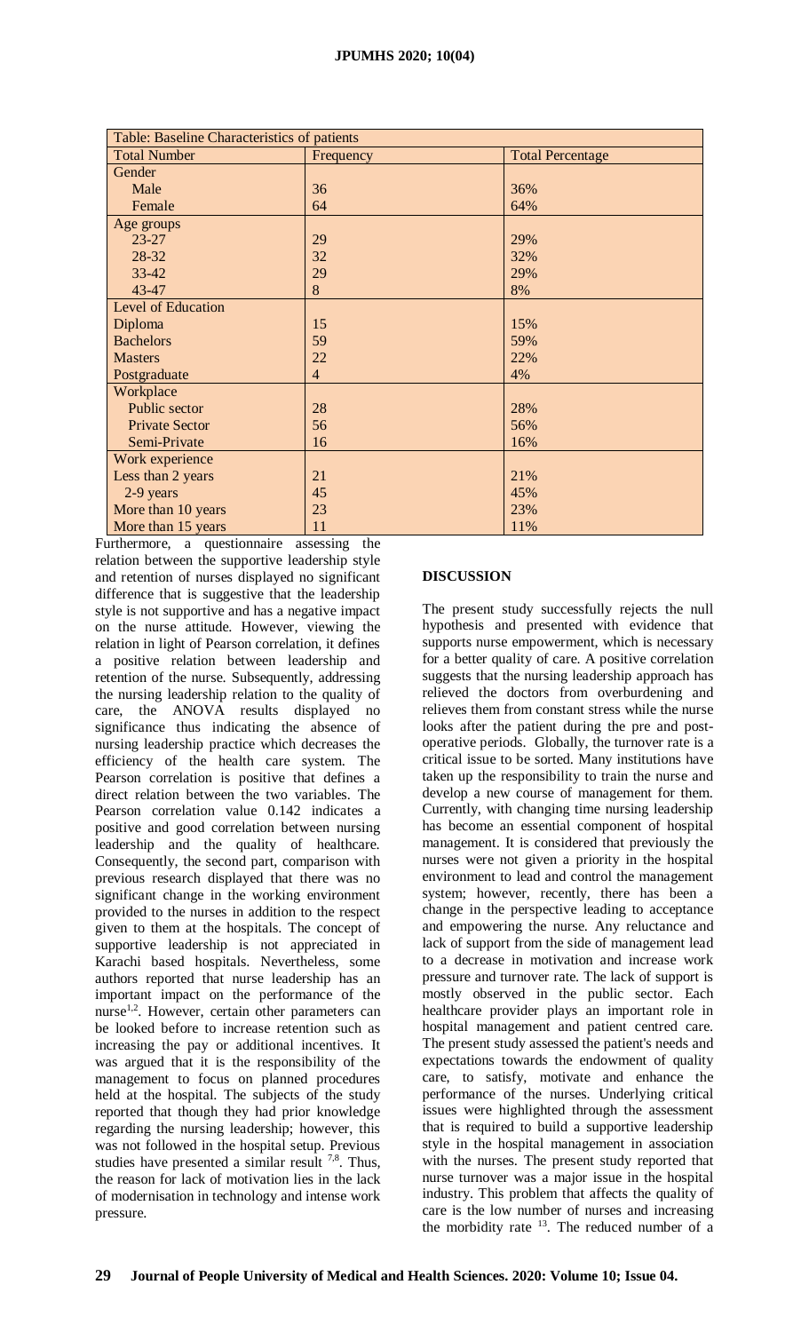| Table: Baseline Characteristics of patients | | |
|---|---|---|
| Total Number | Frequency | Total Percentage |
| Gender | | |
| Male | 36 | 36% |
| Female | 64 | 64% |
| Age groups | | |
| 23-27 | 29 | 29% |
| 28-32 | 32 | 32% |
| 33-42 | 29 | 29% |
| 43-47 | 8 | 8% |
| Level of Education | | |
| Diploma | 15 | 15% |
| Bachelors | 59 | 59% |
| Masters | 22 | 22% |
| Postgraduate | 4 | 4% |
| Workplace | | |
| Public sector | 28 | 28% |
| Private Sector | 56 | 56% |
| Semi-Private | 16 | 16% |
| Work experience | | |
| Less than 2 years | 21 | 21% |
| 2-9 years | 45 | 45% |
| More than 10 years | 23 | 23% |
| More than 15 years | 11 | 11% |

Furthermore, a questionnaire assessing the relation between the supportive leadership style and retention of nurses displayed no significant difference that is suggestive that the leadership style is not supportive and has a negative impact on the nurse attitude. However, viewing the relation in light of Pearson correlation, it defines a positive relation between leadership and retention of the nurse. Subsequently, addressing the nursing leadership relation to the quality of care, the ANOVA results displayed no significance thus indicating the absence of nursing leadership practice which decreases the efficiency of the health care system. The Pearson correlation is positive that defines a direct relation between the two variables. The Pearson correlation value 0.142 indicates a positive and good correlation between nursing leadership and the quality of healthcare. Consequently, the second part, comparison with previous research displayed that there was no significant change in the working environment provided to the nurses in addition to the respect given to them at the hospitals. The concept of supportive leadership is not appreciated in Karachi based hospitals. Nevertheless, some authors reported that nurse leadership has an important impact on the performance of the nurse[1,2]. However, certain other parameters can be looked before to increase retention such as increasing the pay or additional incentives. It was argued that it is the responsibility of the management to focus on planned procedures held at the hospital. The subjects of the study reported that though they had prior knowledge regarding the nursing leadership; however, this was not followed in the hospital setup. Previous studies have presented a similar result [7,8]. Thus, the reason for lack of motivation lies in the lack of modernisation in technology and intense work pressure.

## DISCUSSION

The present study successfully rejects the null hypothesis and presented with evidence that supports nurse empowerment, which is necessary for a better quality of care. A positive correlation suggests that the nursing leadership approach has relieved the doctors from overburdening and relieves them from constant stress while the nurse looks after the patient during the pre and post-operative periods. Globally, the turnover rate is a critical issue to be sorted. Many institutions have taken up the responsibility to train the nurse and develop a new course of management for them. Currently, with changing time nursing leadership has become an essential component of hospital management. It is considered that previously the nurses were not given a priority in the hospital environment to lead and control the management system; however, recently, there has been a change in the perspective leading to acceptance and empowering the nurse. Any reluctance and lack of support from the side of management lead to a decrease in motivation and increase work pressure and turnover rate. The lack of support is mostly observed in the public sector. Each healthcare provider plays an important role in hospital management and patient centred care. The present study assessed the patient's needs and expectations towards the endowment of quality care, to satisfy, motivate and enhance the performance of the nurses. Underlying critical issues were highlighted through the assessment that is required to build a supportive leadership style in the hospital management in association with the nurses. The present study reported that nurse turnover was a major issue in the hospital industry. This problem that affects the quality of care is the low number of nurses and increasing the morbidity rate [13]. The reduced number of a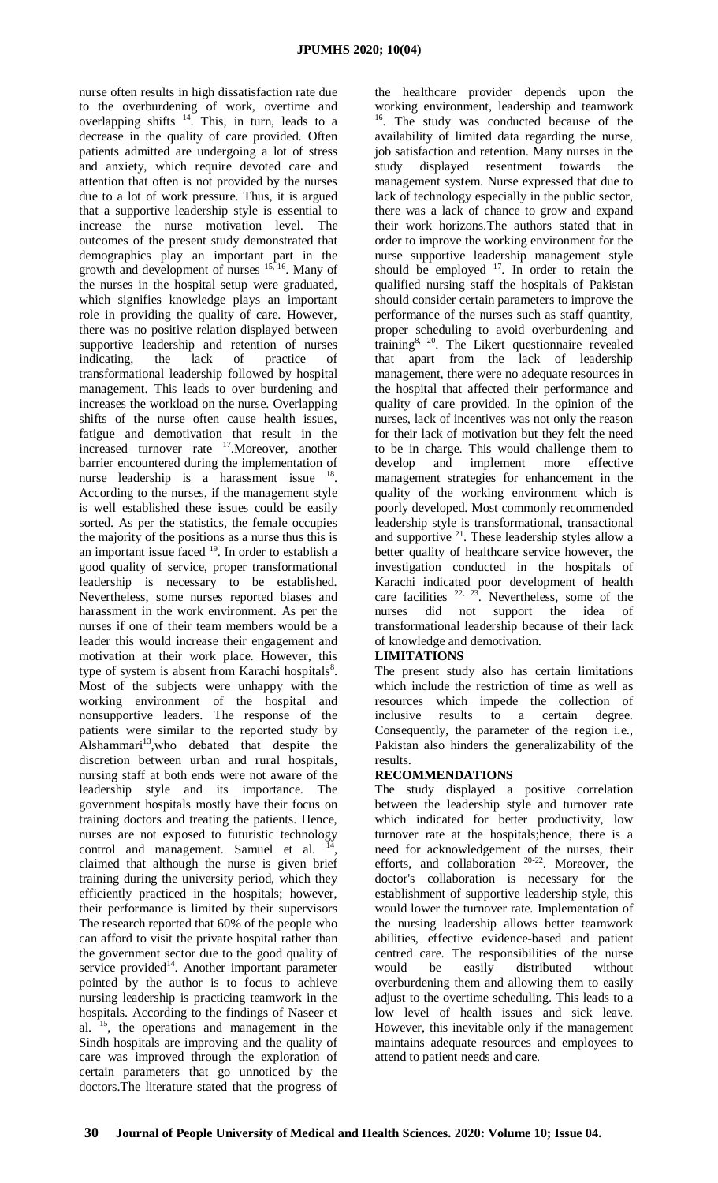nurse often results in high dissatisfaction rate due to the overburdening of work, overtime and overlapping shifts [14]. This, in turn, leads to a decrease in the quality of care provided. Often patients admitted are undergoing a lot of stress and anxiety, which require devoted care and attention that often is not provided by the nurses due to a lot of work pressure. Thus, it is argued that a supportive leadership style is essential to increase the nurse motivation level. The outcomes of the present study demonstrated that demographics play an important part in the growth and development of nurses [15, 16]. Many of the nurses in the hospital setup were graduated, which signifies knowledge plays an important role in providing the quality of care. However, there was no positive relation displayed between supportive leadership and retention of nurses indicating, the lack of practice of transformational leadership followed by hospital management. This leads to over burdening and increases the workload on the nurse. Overlapping shifts of the nurse often cause health issues, fatigue and demotivation that result in the increased turnover rate [17].Moreover, another barrier encountered during the implementation of nurse leadership is a harassment issue [18]. According to the nurses, if the management style is well established these issues could be easily sorted. As per the statistics, the female occupies the majority of the positions as a nurse thus this is an important issue faced [19]. In order to establish a good quality of service, proper transformational leadership is necessary to be established. Nevertheless, some nurses reported biases and harassment in the work environment. As per the nurses if one of their team members would be a leader this would increase their engagement and motivation at their work place. However, this type of system is absent from Karachi hospitals[8]. Most of the subjects were unhappy with the working environment of the hospital and nonsupportive leaders. The response of the patients were similar to the reported study by Alshammari[13],who debated that despite the discretion between urban and rural hospitals, nursing staff at both ends were not aware of the leadership style and its importance. The government hospitals mostly have their focus on training doctors and treating the patients. Hence, nurses are not exposed to futuristic technology control and management. Samuel et al. [14], claimed that although the nurse is given brief training during the university period, which they efficiently practiced in the hospitals; however, their performance is limited by their supervisors The research reported that 60% of the people who can afford to visit the private hospital rather than the government sector due to the good quality of service provided[14]. Another important parameter pointed by the author is to focus to achieve nursing leadership is practicing teamwork in the hospitals. According to the findings of Naseer et al. [15], the operations and management in the Sindh hospitals are improving and the quality of care was improved through the exploration of certain parameters that go unnoticed by the doctors.The literature stated that the progress of the healthcare provider depends upon the working environment, leadership and teamwork [16]. The study was conducted because of the availability of limited data regarding the nurse, job satisfaction and retention. Many nurses in the study displayed resentment towards the management system. Nurse expressed that due to lack of technology especially in the public sector, there was a lack of chance to grow and expand their work horizons.The authors stated that in order to improve the working environment for the nurse supportive leadership management style should be employed [17]. In order to retain the qualified nursing staff the hospitals of Pakistan should consider certain parameters to improve the performance of the nurses such as staff quantity, proper scheduling to avoid overburdening and training[8, 20]. The Likert questionnaire revealed that apart from the lack of leadership management, there were no adequate resources in the hospital that affected their performance and quality of care provided. In the opinion of the nurses, lack of incentives was not only the reason for their lack of motivation but they felt the need to be in charge. This would challenge them to develop and implement more effective management strategies for enhancement in the quality of the working environment which is poorly developed. Most commonly recommended leadership style is transformational, transactional and supportive [21]. These leadership styles allow a better quality of healthcare service however, the investigation conducted in the hospitals of Karachi indicated poor development of health care facilities [22, 23]. Nevertheless, some of the nurses did not support the idea of transformational leadership because of their lack of knowledge and demotivation.

## LIMITATIONS

The present study also has certain limitations which include the restriction of time as well as resources which impede the collection of inclusive results to a certain degree. Consequently, the parameter of the region i.e., Pakistan also hinders the generalizability of the results.

## RECOMMENDATIONS

The study displayed a positive correlation between the leadership style and turnover rate which indicated for better productivity, low turnover rate at the hospitals;hence, there is a need for acknowledgement of the nurses, their efforts, and collaboration [20-22]. Moreover, the doctor's collaboration is necessary for the establishment of supportive leadership style, this would lower the turnover rate. Implementation of the nursing leadership allows better teamwork abilities, effective evidence-based and patient centred care. The responsibilities of the nurse would be easily distributed without overburdening them and allowing them to easily adjust to the overtime scheduling. This leads to a low level of health issues and sick leave. However, this inevitable only if the management maintains adequate resources and employees to attend to patient needs and care.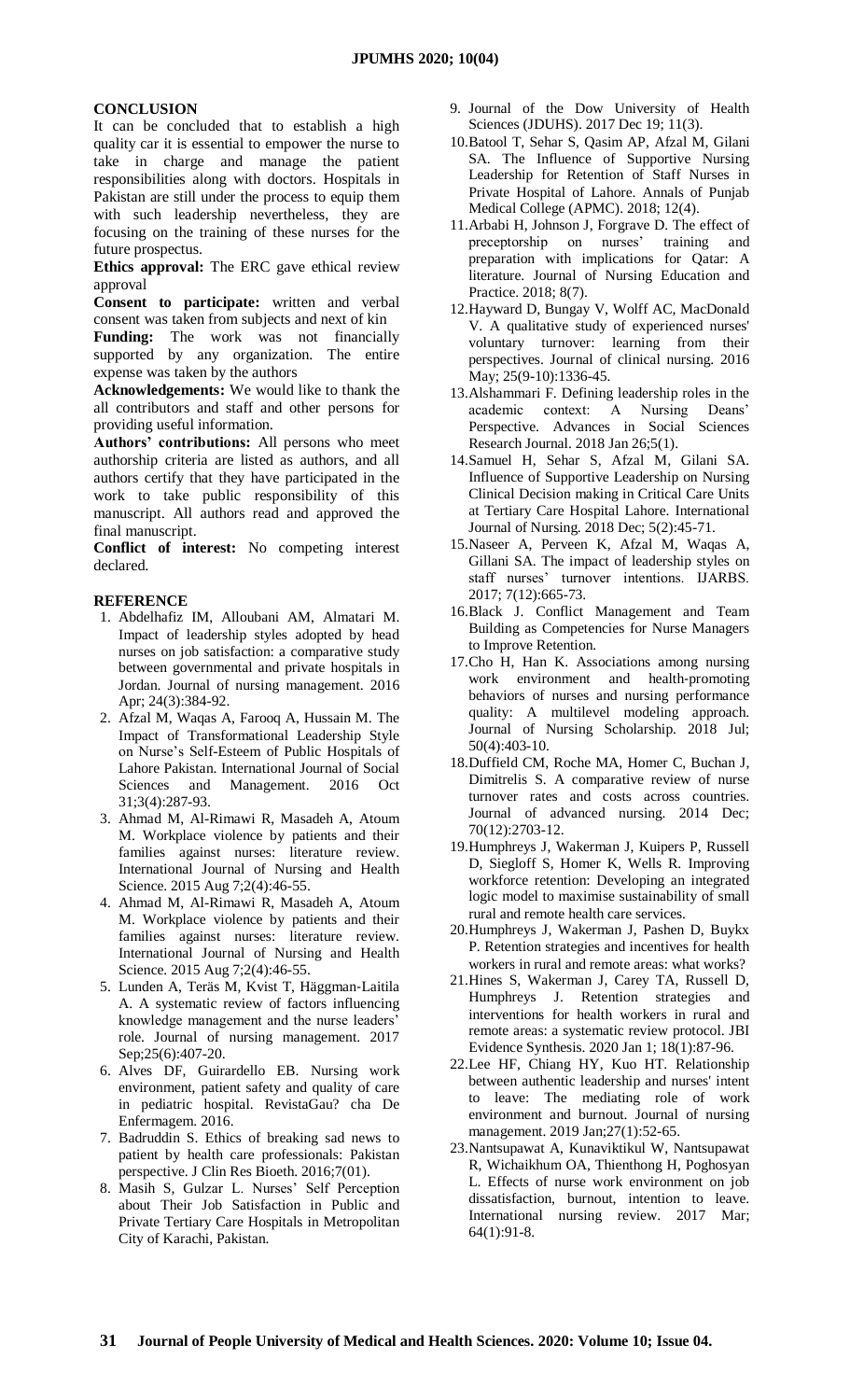## CONCLUSION

It can be concluded that to establish a high quality car it is essential to empower the nurse to take in charge and manage the patient responsibilities along with doctors. Hospitals in Pakistan are still under the process to equip them with such leadership nevertheless, they are focusing on the training of these nurses for the future prospectus.

**Ethics approval:** The ERC gave ethical review approval

**Consent to participate:** written and verbal consent was taken from subjects and next of kin

**Funding:** The work was not financially supported by any organization. The entire expense was taken by the authors

**Acknowledgements:** We would like to thank the all contributors and staff and other persons for providing useful information.

**Authors' contributions:** All persons who meet authorship criteria are listed as authors, and all authors certify that they have participated in the work to take public responsibility of this manuscript. All authors read and approved the final manuscript.

**Conflict of interest:** No competing interest declared.

## REFERENCE

1. Abdelhafiz IM, Alloubani AM, Almatari M. Impact of leadership styles adopted by head nurses on job satisfaction: a comparative study between governmental and private hospitals in Jordan. Journal of nursing management. 2016 Apr; 24(3):384-92.
2. Afzal M, Waqas A, Farooq A, Hussain M. The Impact of Transformational Leadership Style on Nurse's Self-Esteem of Public Hospitals of Lahore Pakistan. International Journal of Social Sciences and Management. 2016 Oct 31;3(4):287-93.
3. Ahmad M, Al-Rimawi R, Masadeh A, Atoum M. Workplace violence by patients and their families against nurses: literature review. International Journal of Nursing and Health Science. 2015 Aug 7;2(4):46-55.
4. Ahmad M, Al-Rimawi R, Masadeh A, Atoum M. Workplace violence by patients and their families against nurses: literature review. International Journal of Nursing and Health Science. 2015 Aug 7;2(4):46-55.
5. Lunden A, Teräs M, Kvist T, Häggman-Laitila A. A systematic review of factors influencing knowledge management and the nurse leaders' role. Journal of nursing management. 2017 Sep;25(6):407-20.
6. Alves DF, Guirardello EB. Nursing work environment, patient safety and quality of care in pediatric hospital. RevistaGau? cha De Enfermagem. 2016.
7. Badruddin S. Ethics of breaking sad news to patient by health care professionals: Pakistan perspective. J Clin Res Bioeth. 2016;7(01).
8. Masih S, Gulzar L. Nurses' Self Perception about Their Job Satisfaction in Public and Private Tertiary Care Hospitals in Metropolitan City of Karachi, Pakistan.
9. Journal of the Dow University of Health Sciences (JDUHS). 2017 Dec 19; 11(3).
10. Batool T, Sehar S, Qasim AP, Afzal M, Gilani SA. The Influence of Supportive Nursing Leadership for Retention of Staff Nurses in Private Hospital of Lahore. Annals of Punjab Medical College (APMC). 2018; 12(4).
11. Arbabi H, Johnson J, Forgrave D. The effect of preceptorship on nurses' training and preparation with implications for Qatar: A literature. Journal of Nursing Education and Practice. 2018; 8(7).
12. Hayward D, Bungay V, Wolff AC, MacDonald V. A qualitative study of experienced nurses' voluntary turnover: learning from their perspectives. Journal of clinical nursing. 2016 May; 25(9-10):1336-45.
13. Alshammari F. Defining leadership roles in the academic context: A Nursing Deans' Perspective. Advances in Social Sciences Research Journal. 2018 Jan 26;5(1).
14. Samuel H, Sehar S, Afzal M, Gilani SA. Influence of Supportive Leadership on Nursing Clinical Decision making in Critical Care Units at Tertiary Care Hospital Lahore. International Journal of Nursing. 2018 Dec; 5(2):45-71.
15. Naseer A, Perveen K, Afzal M, Waqas A, Gillani SA. The impact of leadership styles on staff nurses' turnover intentions. IJARBS. 2017; 7(12):665-73.
16. Black J. Conflict Management and Team Building as Competencies for Nurse Managers to Improve Retention.
17. Cho H, Han K. Associations among nursing work environment and health-promoting behaviors of nurses and nursing performance quality: A multilevel modeling approach. Journal of Nursing Scholarship. 2018 Jul; 50(4):403-10.
18. Duffield CM, Roche MA, Homer C, Buchan J, Dimitrelis S. A comparative review of nurse turnover rates and costs across countries. Journal of advanced nursing. 2014 Dec; 70(12):2703-12.
19. Humphreys J, Wakerman J, Kuipers P, Russell D, Siegloff S, Homer K, Wells R. Improving workforce retention: Developing an integrated logic model to maximise sustainability of small rural and remote health care services.
20. Humphreys J, Wakerman J, Pashen D, Buykx P. Retention strategies and incentives for health workers in rural and remote areas: what works?
21. Hines S, Wakerman J, Carey TA, Russell D, Humphreys J. Retention strategies and interventions for health workers in rural and remote areas: a systematic review protocol. JBI Evidence Synthesis. 2020 Jan 1; 18(1):87-96.
22. Lee HF, Chiang HY, Kuo HT. Relationship between authentic leadership and nurses' intent to leave: The mediating role of work environment and burnout. Journal of nursing management. 2019 Jan;27(1):52-65.
23. Nantsupawat A, Kunaviktikul W, Nantsupawat R, Wichaikhum OA, Thienthong H, Poghosyan L. Effects of nurse work environment on job dissatisfaction, burnout, intention to leave. International nursing review. 2017 Mar; 64(1):91-8.